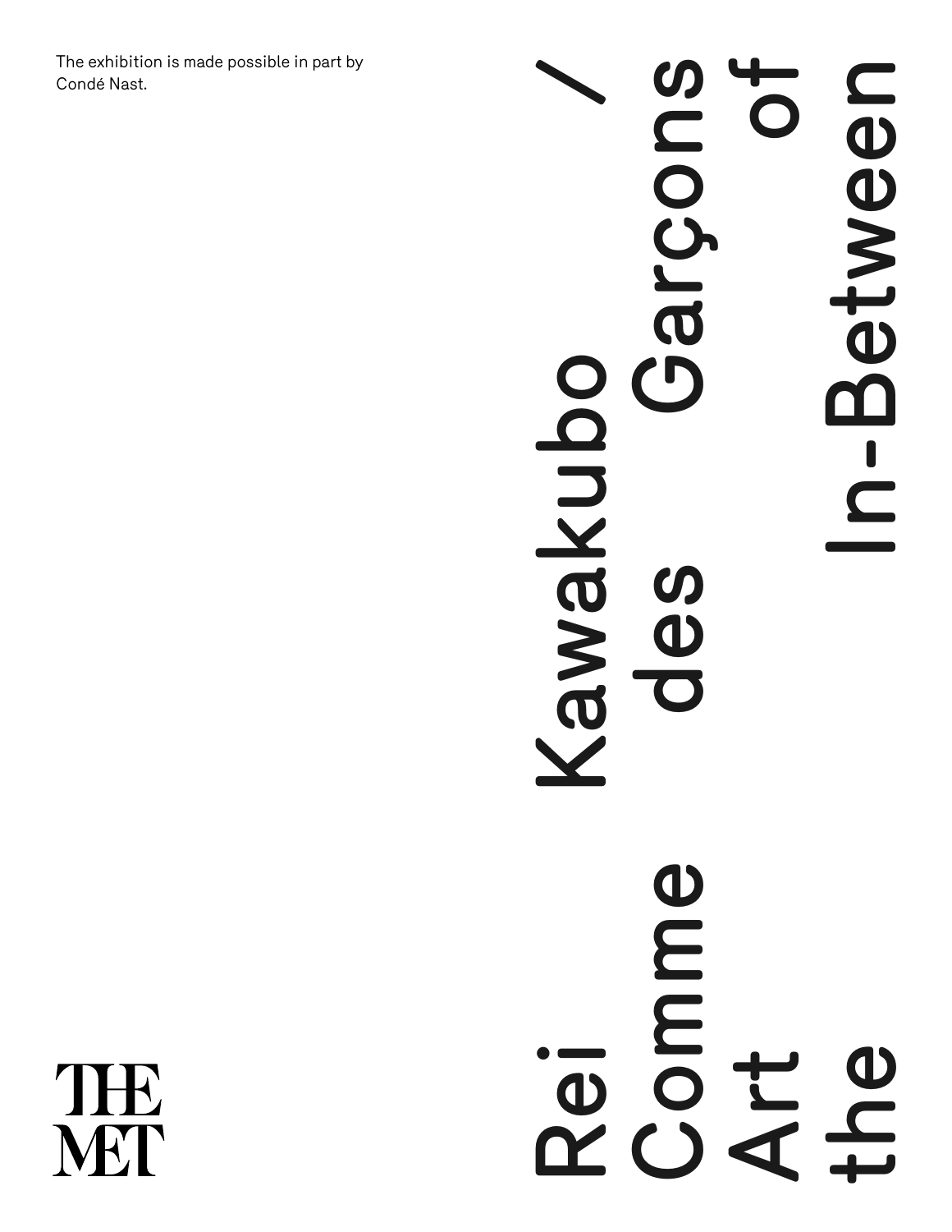The exhibition is made possible in part by Condé Nast.

# Rei Kawakubo / Comme des Garçons Art of the In-Between

THE MET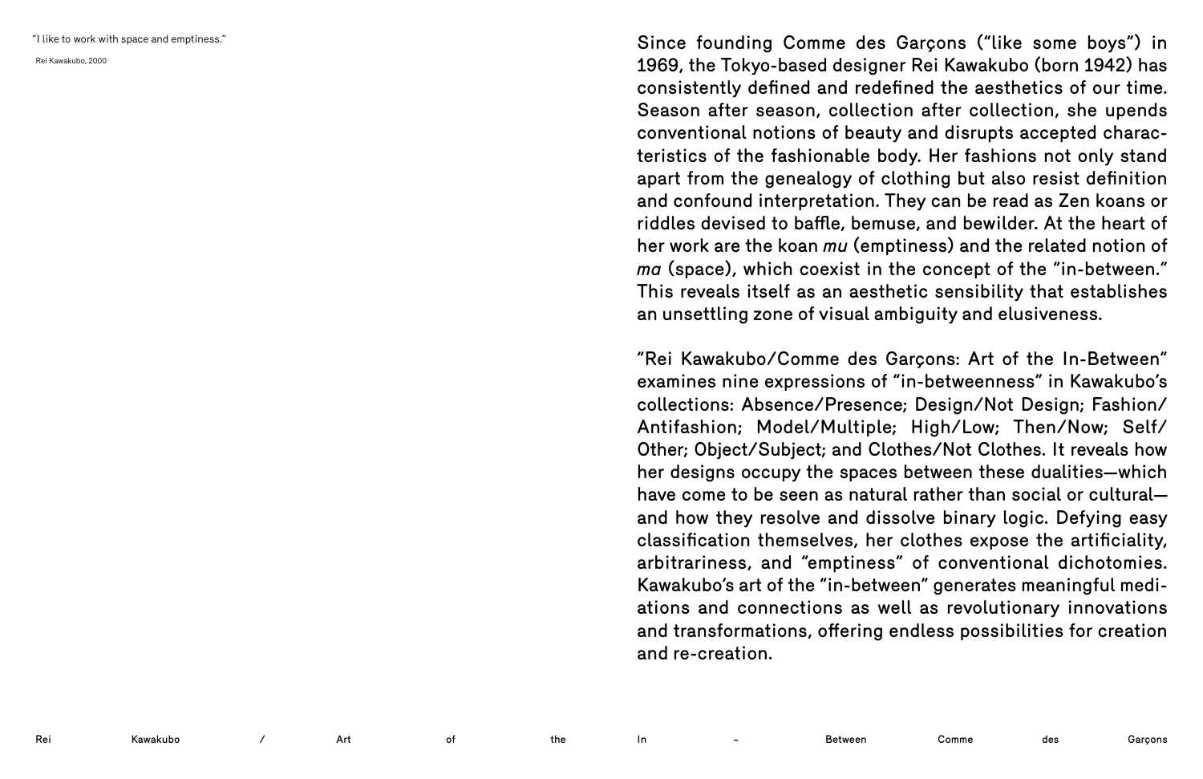"I like to work with space and emptiness."

Rei Kawakubo, 2000

Since founding Comme des Garçons ("like some boys") in 1969, the Tokyo-based designer Rei Kawakubo (born 1942) has consistently defined and redefined the aesthetics of our time. Season after season, collection after collection, she upends conventional notions of beauty and disrupts accepted characteristics of the fashionable body. Her fashions not only stand apart from the genealogy of clothing but also resist definition and confound interpretation. They can be read as Zen koans or riddles devised to baffle, bemuse, and bewilder. At the heart of her work are the koan *mu* (emptiness) and the related notion of *ma* (space), which coexist in the concept of the "in-between." This reveals itself as an aesthetic sensibility that establishes an unsettling zone of visual ambiguity and elusiveness.

"Rei Kawakubo/Comme des Garçons: Art of the In-Between" examines nine expressions of "in-betweenness" in Kawakubo's collections: Absence/Presence; Design/Not Design; Fashion/Antifashion; Model/Multiple; High/Low; Then/Now; Self/Other; Object/Subject; and Clothes/Not Clothes. It reveals how her designs occupy the spaces between these dualities—which have come to be seen as natural rather than social or cultural—and how they resolve and dissolve binary logic. Defying easy classification themselves, her clothes expose the artificiality, arbitrariness, and "emptiness" of conventional dichotomies. Kawakubo's art of the "in-between" generates meaningful mediations and connections as well as revolutionary innovations and transformations, offering endless possibilities for creation and re-creation.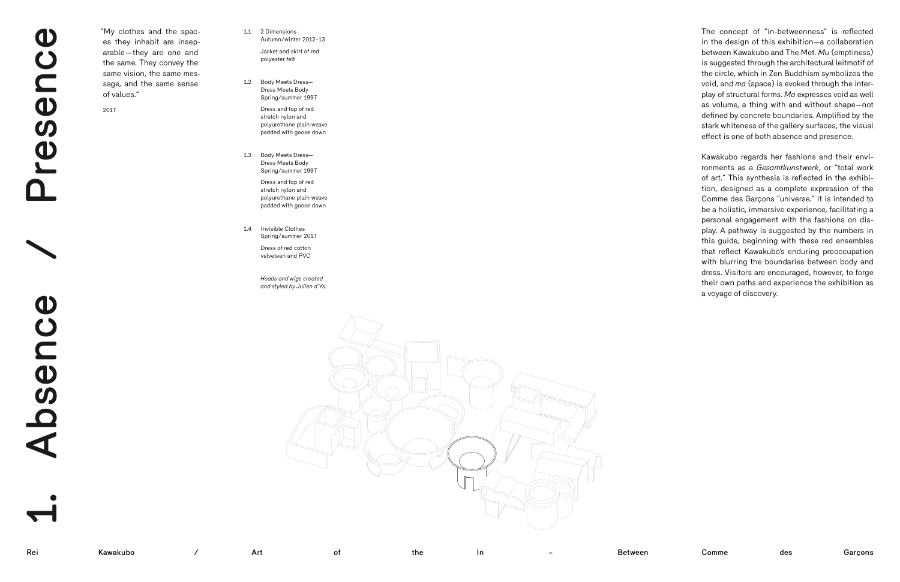# 1. Absence / Presence

"My clothes and the spaces they inhabit are inseparable—they are one and the same. They convey the same vision, the same message, and the same sense of values."

2017

1.1 2 Dimensions
Autumn/winter 2012–13

Jacket and skirt of red polyester felt

1.2 Body Meets Dress—Dress Meets Body
Spring/summer 1997

Dress and top of red stretch nylon and polyurethane plain weave padded with goose down

1.3 Body Meets Dress—Dress Meets Body
Spring/summer 1997

Dress and top of red stretch nylon and polyurethane plain weave padded with goose down

1.4 Invisible Clothes
Spring/summer 2017

Dress of red cotton velveteen and PVC

*Heads and wigs created and styled by Julien d'Ys.*

The concept of "in-betweenness" is reflected in the design of this exhibition—a collaboration between Kawakubo and The Met. *Mu* (emptiness) is suggested through the architectural leitmotif of the circle, which in Zen Buddhism symbolizes the void, and *ma* (space) is evoked through the interplay of structural forms. *Ma* expresses void as well as volume, a thing with and without shape—not defined by concrete boundaries. Amplified by the stark whiteness of the gallery surfaces, the visual effect is one of both absence and presence.

Kawakubo regards her fashions and their environments as a *Gesamtkunstwerk*, or "total work of art." This synthesis is reflected in the exhibition, designed as a complete expression of the Comme des Garçons "universe." It is intended to be a holistic, immersive experience, facilitating a personal engagement with the fashions on display. A pathway is suggested by the numbers in this guide, beginning with these red ensembles that reflect Kawakubo's enduring preoccupation with blurring the boundaries between body and dress. Visitors are encouraged, however, to forge their own paths and experience the exhibition as a voyage of discovery.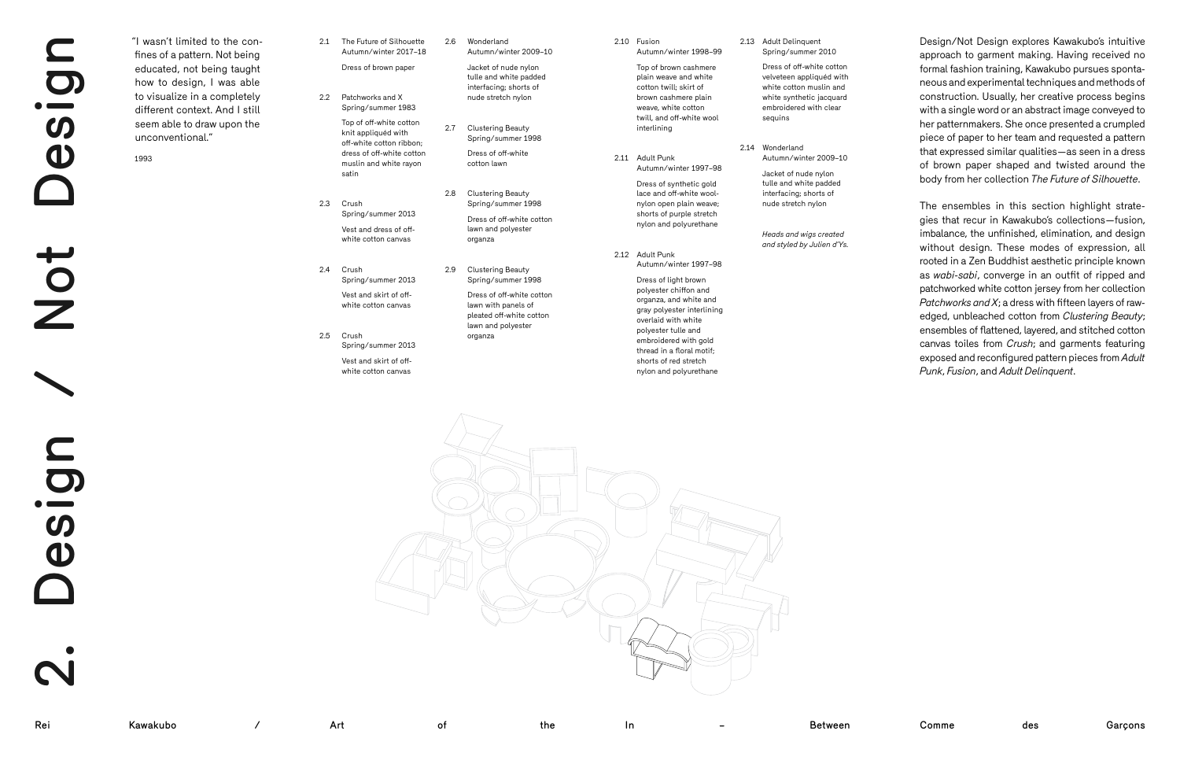# 2. Design / Not Design

"I wasn't limited to the confines of a pattern. Not being educated, not being taught how to design, I was able to visualize in a completely different context. And I still seem able to draw upon the unconventional."

1993

2.1 The Future of Silhouette
Autumn/winter 2017–18

Dress of brown paper

2.2 Patchworks and X
Spring/summer 1983

Top of off-white cotton knit appliquéd with off-white cotton ribbon; dress of off-white cotton muslin and white rayon satin

2.3 Crush
Spring/summer 2013

Vest and dress of off-white cotton canvas

2.4 Crush
Spring/summer 2013

Vest and skirt of off-white cotton canvas

2.5 Crush
Spring/summer 2013

Vest and skirt of off-white cotton canvas

2.6 Wonderland
Autumn/winter 2009–10

Jacket of nude nylon tulle and white padded interfacing; shorts of nude stretch nylon

2.7 Clustering Beauty
Spring/summer 1998

Dress of off-white cotton lawn

2.8 Clustering Beauty
Spring/summer 1998

Dress of off-white cotton lawn and polyester organza

2.9 Clustering Beauty
Spring/summer 1998

Dress of off-white cotton lawn with panels of pleated off-white cotton lawn and polyester organza

2.10 Fusion
Autumn/winter 1998–99

Top of brown cashmere plain weave and white cotton twill; skirt of brown cashmere plain weave, white cotton twill, and off-white wool interlining

2.11 Adult Punk
Autumn/winter 1997–98

Dress of synthetic gold lace and off-white wool-nylon open plain weave; shorts of purple stretch nylon and polyurethane

2.12 Adult Punk
Autumn/winter 1997–98

Dress of light brown polyester chiffon and organza, and white and gray polyester interlining overlaid with white polyester tulle and embroidered with gold thread in a floral motif; shorts of red stretch nylon and polyurethane

2.13 Adult Delinquent
Spring/summer 2010

Dress of off-white cotton velveteen appliquéd with white cotton muslin and white synthetic jacquard embroidered with clear sequins

2.14 Wonderland
Autumn/winter 2009–10

Jacket of nude nylon tulle and white padded interfacing; shorts of nude stretch nylon

*Heads and wigs created and styled by Julien d'Ys.*

Design/Not Design explores Kawakubo's intuitive approach to garment making. Having received no formal fashion training, Kawakubo pursues spontaneous and experimental techniques and methods of construction. Usually, her creative process begins with a single word or an abstract image conveyed to her patternmakers. She once presented a crumpled piece of paper to her team and requested a pattern that expressed similar qualities—as seen in a dress of brown paper shaped and twisted around the body from her collection *The Future of Silhouette*.

The ensembles in this section highlight strategies that recur in Kawakubo's collections—fusion, imbalance, the unfinished, elimination, and design without design. These modes of expression, all rooted in a Zen Buddhist aesthetic principle known as *wabi-sabi*, converge in an outfit of ripped and patchworked white cotton jersey from her collection *Patchworks and X*; a dress with fifteen layers of raw-edged, unbleached cotton from *Clustering Beauty*; ensembles of flattened, layered, and stitched cotton canvas toiles from *Crush*; and garments featuring exposed and reconfigured pattern pieces from *Adult Punk*, *Fusion*, and *Adult Delinquent*.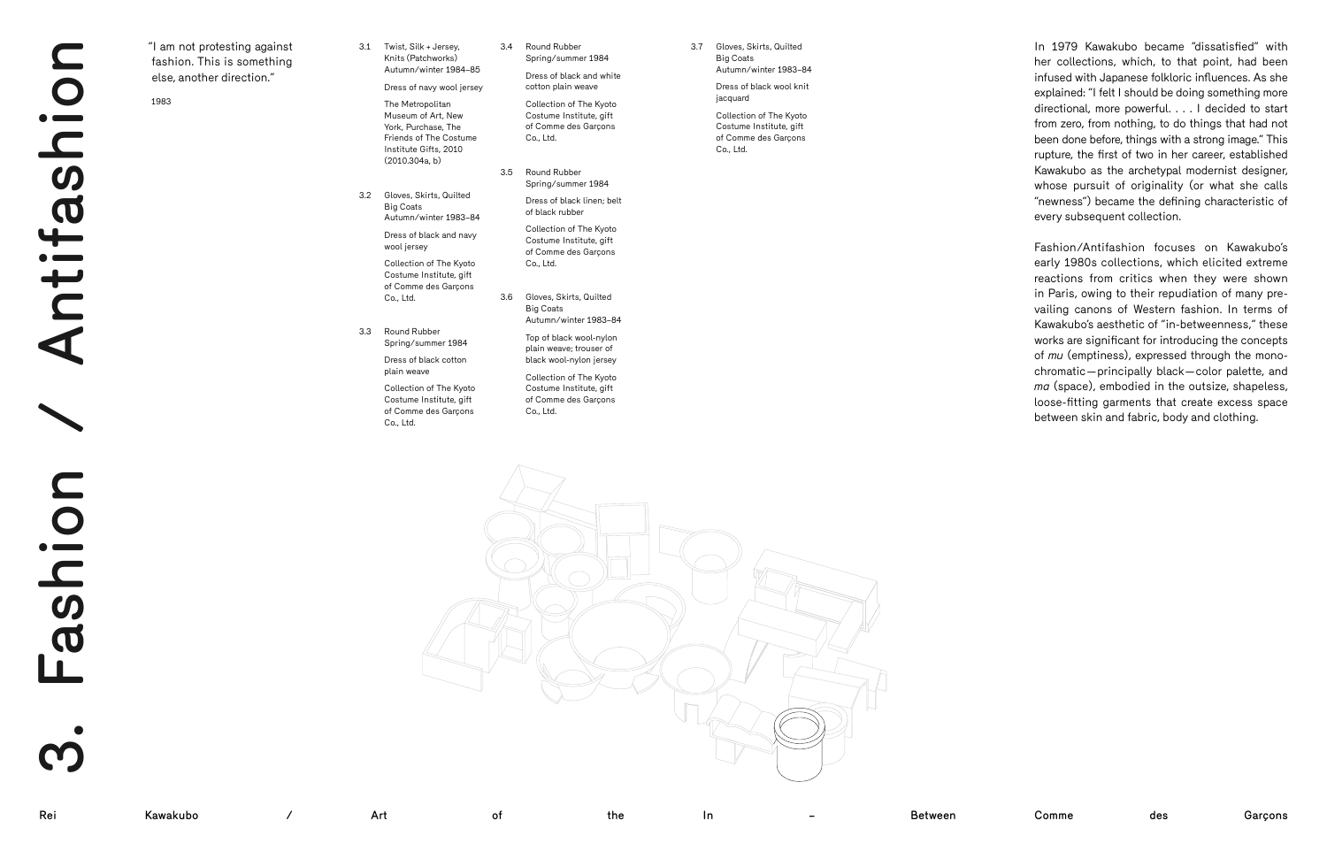# 3. Fashion / Antifashion

"I am not protesting against fashion. This is something else, another direction."

1983

3.1 Twist, Silk + Jersey, Knits (Patchworks)
Autumn/winter 1984–85

Dress of navy wool jersey

The Metropolitan Museum of Art, New York, Purchase, The Friends of The Costume Institute Gifts, 2010 (2010.304a, b)

3.2 Gloves, Skirts, Quilted Big Coats
Autumn/winter 1983–84

Dress of black and navy wool jersey

Collection of The Kyoto Costume Institute, gift of Comme des Garçons Co., Ltd.

3.3 Round Rubber
Spring/summer 1984

Dress of black cotton plain weave

Collection of The Kyoto Costume Institute, gift of Comme des Garçons Co., Ltd.

3.4 Round Rubber
Spring/summer 1984

Dress of black and white cotton plain weave

Collection of The Kyoto Costume Institute, gift of Comme des Garçons Co., Ltd.

3.5 Round Rubber
Spring/summer 1984

Dress of black linen; belt of black rubber

Collection of The Kyoto Costume Institute, gift of Comme des Garçons Co., Ltd.

3.6 Gloves, Skirts, Quilted Big Coats
Autumn/winter 1983–84

Top of black wool-nylon plain weave; trouser of black wool-nylon jersey

Collection of The Kyoto Costume Institute, gift of Comme des Garçons Co., Ltd.

3.7 Gloves, Skirts, Quilted Big Coats
Autumn/winter 1983–84

Dress of black wool knit jacquard

Collection of The Kyoto Costume Institute, gift of Comme des Garçons Co., Ltd.

In 1979 Kawakubo became "dissatisfied" with her collections, which, to that point, had been infused with Japanese folkloric influences. As she explained: "I felt I should be doing something more directional, more powerful. . . . I decided to start from zero, from nothing, to do things that had not been done before, things with a strong image." This rupture, the first of two in her career, established Kawakubo as the archetypal modernist designer, whose pursuit of originality (or what she calls "newness") became the defining characteristic of every subsequent collection.

Fashion/Antifashion focuses on Kawakubo's early 1980s collections, which elicited extreme reactions from critics when they were shown in Paris, owing to their repudiation of many prevailing canons of Western fashion. In terms of Kawakubo's aesthetic of "in-betweenness," these works are significant for introducing the concepts of *mu* (emptiness), expressed through the monochromatic—principally black—color palette, and *ma* (space), embodied in the outsize, shapeless, loose-fitting garments that create excess space between skin and fabric, body and clothing.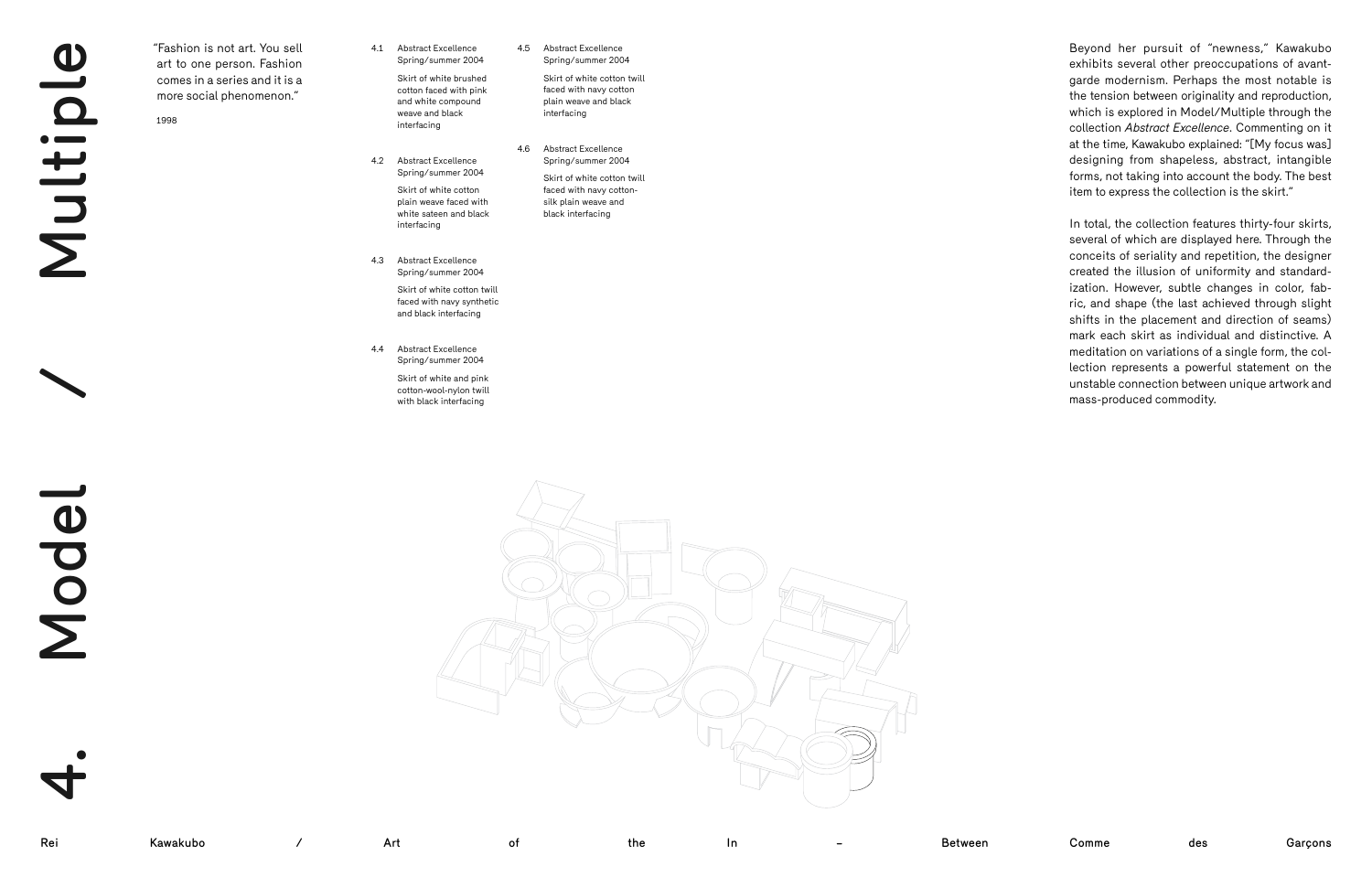# 4. Model / Multiple

"Fashion is not art. You sell art to one person. Fashion comes in a series and it is a more social phenomenon."

1998

4.1 Abstract Excellence
Spring/summer 2004
Skirt of white brushed cotton faced with pink and white compound weave and black interfacing

4.2 Abstract Excellence
Spring/summer 2004
Skirt of white cotton plain weave faced with white sateen and black interfacing

4.3 Abstract Excellence
Spring/summer 2004
Skirt of white cotton twill faced with navy synthetic and black interfacing

4.4 Abstract Excellence
Spring/summer 2004
Skirt of white and pink cotton-wool-nylon twill with black interfacing

4.5 Abstract Excellence
Spring/summer 2004
Skirt of white cotton twill faced with navy cotton plain weave and black interfacing

4.6 Abstract Excellence
Spring/summer 2004
Skirt of white cotton twill faced with navy cotton-silk plain weave and black interfacing

Beyond her pursuit of "newness," Kawakubo exhibits several other preoccupations of avant-garde modernism. Perhaps the most notable is the tension between originality and reproduction, which is explored in Model/Multiple through the collection *Abstract Excellence*. Commenting on it at the time, Kawakubo explained: "[My focus was] designing from shapeless, abstract, intangible forms, not taking into account the body. The best item to express the collection is the skirt."

In total, the collection features thirty-four skirts, several of which are displayed here. Through the conceits of seriality and repetition, the designer created the illusion of uniformity and standardization. However, subtle changes in color, fabric, and shape (the last achieved through slight shifts in the placement and direction of seams) mark each skirt as individual and distinctive. A meditation on variations of a single form, the collection represents a powerful statement on the unstable connection between unique artwork and mass-produced commodity.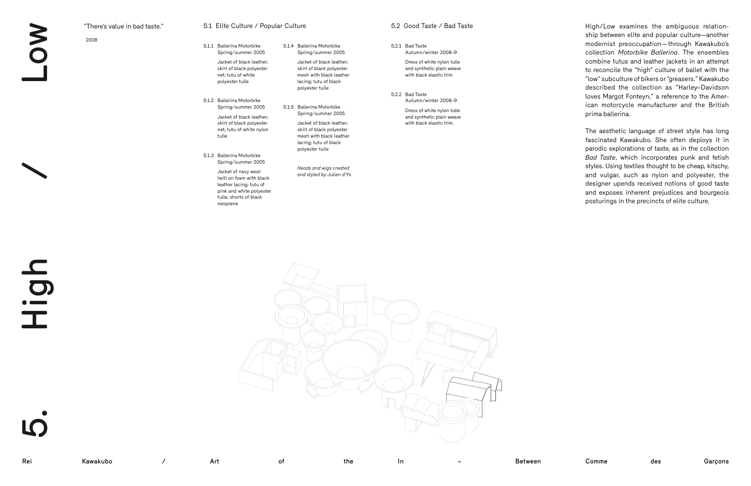# 5. High / Low

"There's value in bad taste."

2008

## 5.1 Elite Culture / Popular Culture

5.1.1 Ballerina Motorbike
Spring/summer 2005

Jacket of black leather; skirt of black polyester net; tutu of white polyester tulle

5.1.2 Ballerina Motorbike
Spring/summer 2005

Jacket of black leather; skirt of black polyester net; tutu of white nylon tulle

5.1.3 Ballerina Motorbike
Spring/summer 2005

Jacket of navy wool twill on foam with black leather lacing; tutu of pink and white polyester tulle; shorts of black neoprene

5.1.4 Ballerina Motorbike
Spring/summer 2005

Jacket of black leather; skirt of black polyester mesh with black leather lacing; tutu of black polyester tulle

5.1.5 Ballerina Motorbike
Spring/summer 2005

Jacket of black leather; skirt of black polyester mesh with black leather lacing; tutu of black polyester tulle

*Heads and wigs created and styled by Julien d'Ys*

## 5.2 Good Taste / Bad Taste

5.2.1 Bad Taste
Autumn/winter 2008–9

Dress of white nylon tulle and synthetic plain weave with black elastic trim

5.2.2 Bad Taste
Autumn/winter 2008–9

Dress of white nylon tulle and synthetic plain weave with black elastic trim.

High/Low examines the ambiguous relationship between elite and popular culture—another modernist preoccupation—through Kawakubo's collection *Motorbike Ballerina*. The ensembles combine tutus and leather jackets in an attempt to reconcile the "high" culture of ballet with the "low" subculture of bikers or "greasers." Kawakubo described the collection as "Harley–Davidson loves Margot Fonteyn," a reference to the American motorcycle manufacturer and the British prima ballerina.

The aesthetic language of street style has long fascinated Kawakubo. She often deploys it in parodic explorations of taste, as in the collection *Bad Taste*, which incorporates punk and fetish styles. Using textiles thought to be cheap, kitschy, and vulgar, such as nylon and polyester, the designer upends received notions of good taste and exposes inherent prejudices and bourgeois posturings in the precincts of elite culture.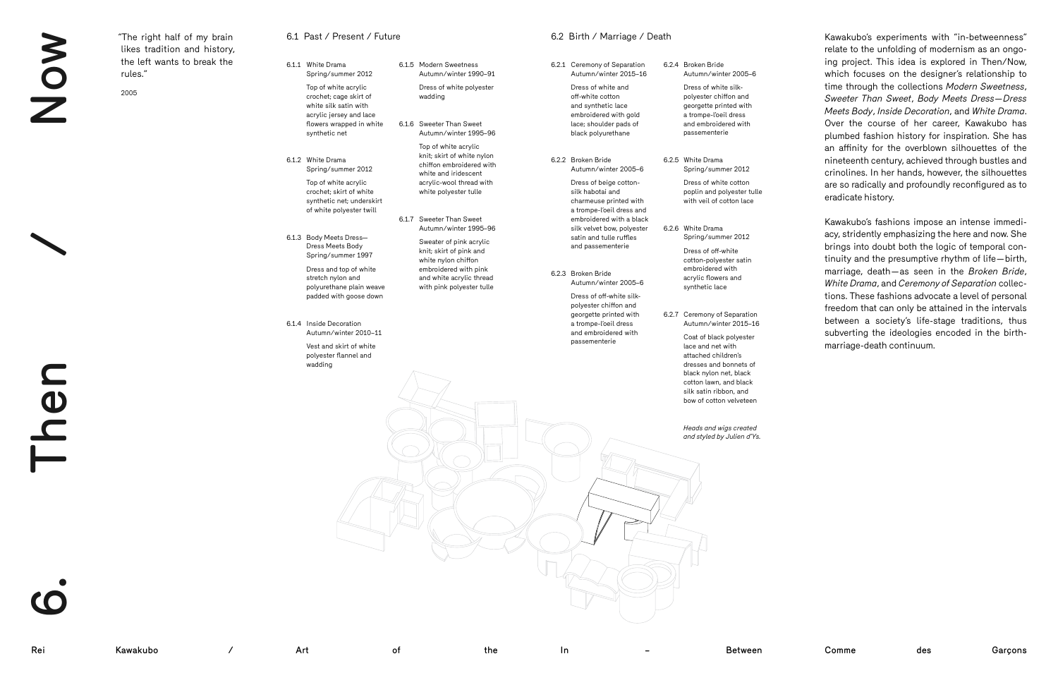# 6. Then / Now

"The right half of my brain likes tradition and history, the left wants to break the rules."

2005

## 6.1 Past / Present / Future

6.1.1 White Drama
Spring/summer 2012

Top of white acrylic crochet; cage skirt of white silk satin with acrylic jersey and lace flowers wrapped in white synthetic net

6.1.2 White Drama
Spring/summer 2012

Top of white acrylic crochet; skirt of white synthetic net; underskirt of white polyester twill

6.1.3 Body Meets Dress—Dress Meets Body
Spring/summer 1997

Dress and top of white stretch nylon and polyurethane plain weave padded with goose down

6.1.4 Inside Decoration
Autumn/winter 2010–11

Vest and skirt of white polyester flannel and wadding

6.1.5 Modern Sweetness
Autumn/winter 1990–91

Dress of white polyester wadding

6.1.6 Sweeter Than Sweet
Autumn/winter 1995–96

Top of white acrylic knit; skirt of white nylon chiffon embroidered with white and iridescent acrylic-wool thread with white polyester tulle

6.1.7 Sweeter Than Sweet
Autumn/winter 1995–96

Sweater of pink acrylic knit; skirt of pink and white nylon chiffon embroidered with pink and white acrylic thread with pink polyester tulle

## 6.2 Birth / Marriage / Death

6.2.1 Ceremony of Separation
Autumn/winter 2015–16

Dress of white and off-white cotton and synthetic lace embroidered with gold lace; shoulder pads of black polyurethane

6.2.2 Broken Bride
Autumn/winter 2005–6

Dress of beige cotton-silk habotai and charmeuse printed with a trompe-l'oeil dress and embroidered with a black silk velvet bow, polyester satin and tulle ruffles and passementerie

6.2.3 Broken Bride
Autumn/winter 2005–6

Dress of off-white silk-polyester chiffon and georgette printed with a trompe-l'oeil dress and embroidered with passementerie

6.2.4 Broken Bride
Autumn/winter 2005–6

Dress of white silk-polyester chiffon and georgette printed with a trompe-l'oeil dress and embroidered with passementerie

6.2.5 White Drama
Spring/summer 2012

Dress of white cotton poplin and polyester tulle with veil of cotton lace

6.2.6 White Drama
Spring/summer 2012

Dress of off-white cotton-polyester satin embroidered with acrylic flowers and synthetic lace

6.2.7 Ceremony of Separation
Autumn/winter 2015–16

Coat of black polyester lace and net with attached children's dresses and bonnets of black nylon net, black cotton lawn, and black silk satin ribbon, and bow of cotton velveteen

*Heads and wigs created and styled by Julien d'Ys.*

Kawakubo's experiments with "in-betweenness" relate to the unfolding of modernism as an ongoing project. This idea is explored in Then/Now, which focuses on the designer's relationship to time through the collections *Modern Sweetness*, *Sweeter Than Sweet*, *Body Meets Dress—Dress Meets Body*, *Inside Decoration*, and *White Drama*. Over the course of her career, Kawakubo has plumbed fashion history for inspiration. She has an affinity for the overblown silhouettes of the nineteenth century, achieved through bustles and crinolines. In her hands, however, the silhouettes are so radically and profoundly reconfigured as to eradicate history.

Kawakubo's fashions impose an intense immediacy, stridently emphasizing the here and now. She brings into doubt both the logic of temporal continuity and the presumptive rhythm of life—birth, marriage, death—as seen in the *Broken Bride*, *White Drama*, and *Ceremony of Separation* collections. These fashions advocate a level of personal freedom that can only be attained in the intervals between a society's life-stage traditions, thus subverting the ideologies encoded in the birth-marriage-death continuum.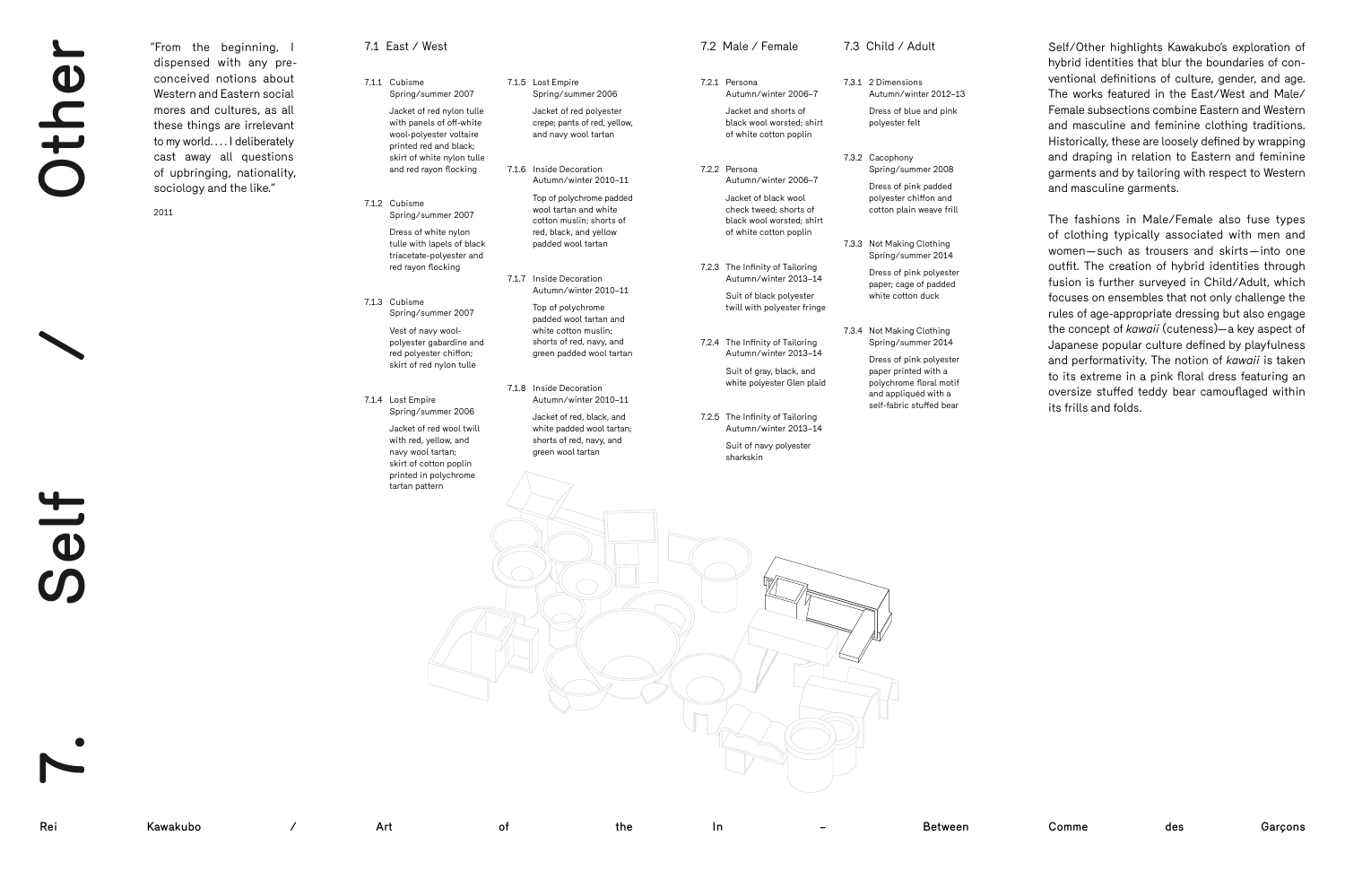# 7. Self / Other

"From the beginning, I dispensed with any preconceived notions about Western and Eastern social mores and cultures, as all these things are irrelevant to my world. . . . I deliberately cast away all questions of upbringing, nationality, sociology and the like."

2011

## 7.1 East / West

7.1.1 Cubisme
Spring/summer 2007

Jacket of red nylon tulle with panels of off-white wool-polyester voltaire printed red and black; skirt of white nylon tulle and red rayon flocking

7.1.2 Cubisme
Spring/summer 2007

Dress of white nylon tulle with lapels of black triacetate-polyester and red rayon flocking

7.1.3 Cubisme
Spring/summer 2007

Vest of navy wool-polyester gabardine and red polyester chiffon; skirt of red nylon tulle

7.1.4 Lost Empire
Spring/summer 2006

Jacket of red wool twill with red, yellow, and navy wool tartan; skirt of cotton poplin printed in polychrome tartan pattern

7.1.5 Lost Empire
Spring/summer 2006

Jacket of red polyester crepe; pants of red, yellow, and navy wool tartan

7.1.6 Inside Decoration
Autumn/winter 2010–11

Top of polychrome padded wool tartan and white cotton muslin; shorts of red, black, and yellow padded wool tartan

7.1.7 Inside Decoration
Autumn/winter 2010–11

Top of polychrome padded wool tartan and white cotton muslin; shorts of red, navy, and green padded wool tartan

7.1.8 Inside Decoration
Autumn/winter 2010–11

Jacket of red, black, and white padded wool tartan; shorts of red, navy, and green wool tartan

## 7.2 Male / Female

7.2.1 Persona
Autumn/winter 2006–7

Jacket and shorts of black wool worsted; shirt of white cotton poplin

7.2.2 Persona
Autumn/winter 2006–7

Jacket of black wool check tweed; shorts of black wool worsted; shirt of white cotton poplin

7.2.3 The Infinity of Tailoring
Autumn/winter 2013–14

Suit of black polyester twill with polyester fringe

7.2.4 The Infinity of Tailoring
Autumn/winter 2013–14

Suit of gray, black, and white polyester Glen plaid

7.2.5 The Infinity of Tailoring
Autumn/winter 2013–14

Suit of navy polyester sharkskin

## 7.3 Child / Adult

7.3.1 2 Dimensions
Autumn/winter 2012–13

Dress of blue and pink polyester felt

7.3.2 Cacophony
Spring/summer 2008

Dress of pink padded polyester chiffon and cotton plain weave frill

7.3.3 Not Making Clothing
Spring/summer 2014

Dress of pink polyester paper; cage of padded white cotton duck

7.3.4 Not Making Clothing
Spring/summer 2014

Dress of pink polyester paper printed with a polychrome floral motif and appliquéd with a self-fabric stuffed bear

Self/Other highlights Kawakubo's exploration of hybrid identities that blur the boundaries of conventional definitions of culture, gender, and age. The works featured in the East/West and Male/Female subsections combine Eastern and Western and masculine and feminine clothing traditions. Historically, these are loosely defined by wrapping and draping in relation to Eastern and feminine garments and by tailoring with respect to Western and masculine garments.

The fashions in Male/Female also fuse types of clothing typically associated with men and women—such as trousers and skirts—into one outfit. The creation of hybrid identities through fusion is further surveyed in Child/Adult, which focuses on ensembles that not only challenge the rules of age-appropriate dressing but also engage the concept of *kawaii* (cuteness)—a key aspect of Japanese popular culture defined by playfulness and performativity. The notion of *kawaii* is taken to its extreme in a pink floral dress featuring an oversize stuffed teddy bear camouflaged within its frills and folds.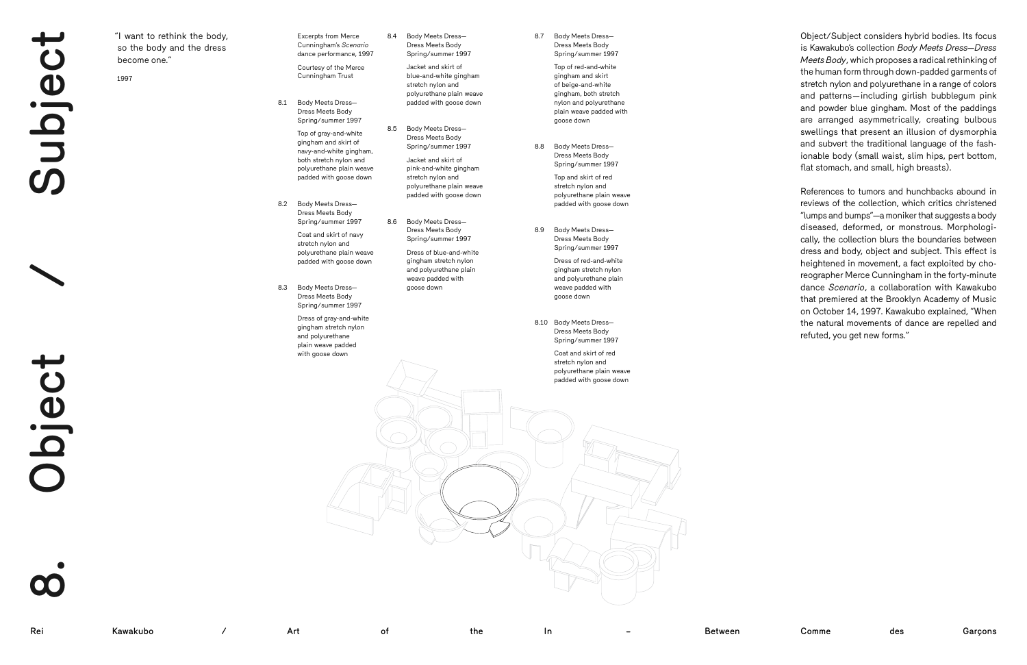# 8. Object / Subject

"I want to rethink the body, so the body and the dress become one."

1997

Excerpts from Merce Cunningham's *Scenario* dance performance, 1997

Courtesy of the Merce Cunningham Trust

8.1 Body Meets Dress—Dress Meets Body
Spring/summer 1997

Top of gray-and-white gingham and skirt of navy-and-white gingham, both stretch nylon and polyurethane plain weave padded with goose down

8.2 Body Meets Dress—Dress Meets Body
Spring/summer 1997

Coat and skirt of navy stretch nylon and polyurethane plain weave padded with goose down

8.3 Body Meets Dress—Dress Meets Body
Spring/summer 1997

Dress of gray-and-white gingham stretch nylon and polyurethane plain weave padded with goose down

8.4 Body Meets Dress—Dress Meets Body
Spring/summer 1997

Jacket and skirt of blue-and-white gingham stretch nylon and polyurethane plain weave padded with goose down

8.5 Body Meets Dress—Dress Meets Body
Spring/summer 1997

Jacket and skirt of pink-and-white gingham stretch nylon and polyurethane plain weave padded with goose down

8.6 Body Meets Dress—Dress Meets Body
Spring/summer 1997

Dress of blue-and-white gingham stretch nylon and polyurethane plain weave padded with goose down

8.7 Body Meets Dress—Dress Meets Body
Spring/summer 1997

Top of red-and-white gingham and skirt of beige-and-white gingham, both stretch nylon and polyurethane plain weave padded with goose down

8.8 Body Meets Dress—Dress Meets Body
Spring/summer 1997

Top and skirt of red stretch nylon and polyurethane plain weave padded with goose down

8.9 Body Meets Dress—Dress Meets Body
Spring/summer 1997

Dress of red-and-white gingham stretch nylon and polyurethane plain weave padded with goose down

8.10 Body Meets Dress—Dress Meets Body
Spring/summer 1997

Coat and skirt of red stretch nylon and polyurethane plain weave padded with goose down

Object/Subject considers hybrid bodies. Its focus is Kawakubo's collection *Body Meets Dress—Dress Meets Body*, which proposes a radical rethinking of the human form through down-padded garments of stretch nylon and polyurethane in a range of colors and patterns—including girlish bubblegum pink and powder blue gingham. Most of the paddings are arranged asymmetrically, creating bulbous swellings that present an illusion of dysmorphia and subvert the traditional language of the fashionable body (small waist, slim hips, pert bottom, flat stomach, and small, high breasts).

References to tumors and hunchbacks abound in reviews of the collection, which critics christened "lumps and bumps"—a moniker that suggests a body diseased, deformed, or monstrous. Morphologically, the collection blurs the boundaries between dress and body, object and subject. This effect is heightened in movement, a fact exploited by choreographer Merce Cunningham in the forty-minute dance *Scenario*, a collaboration with Kawakubo that premiered at the Brooklyn Academy of Music on October 14, 1997. Kawakubo explained, "When the natural movements of dance are repelled and refuted, you get new forms."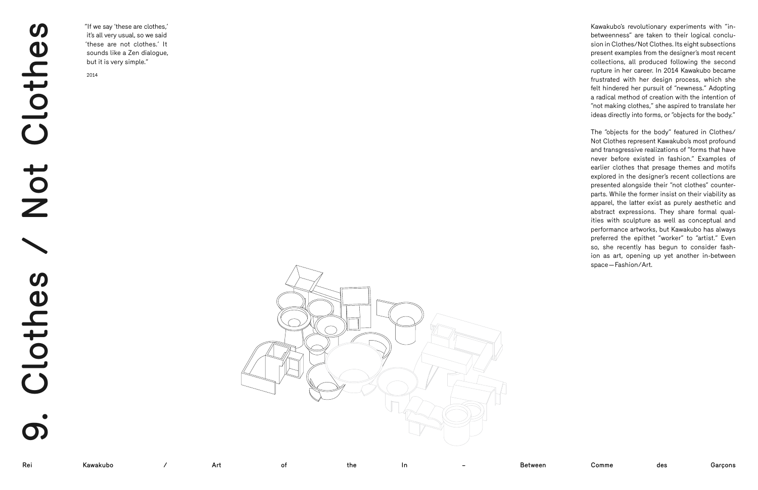# 9. Clothes / Not Clothes

"If we say 'these are clothes,' it's all very usual, so we said 'these are not clothes.' It sounds like a Zen dialogue, but it is very simple."

2014

Kawakubo's revolutionary experiments with "in-betweenness" are taken to their logical conclusion in Clothes/Not Clothes. Its eight subsections present examples from the designer's most recent collections, all produced following the second rupture in her career. In 2014 Kawakubo became frustrated with her design process, which she felt hindered her pursuit of "newness." Adopting a radical method of creation with the intention of "not making clothes," she aspired to translate her ideas directly into forms, or "objects for the body."

The "objects for the body" featured in Clothes/Not Clothes represent Kawakubo's most profound and transgressive realizations of "forms that have never before existed in fashion." Examples of earlier clothes that presage themes and motifs explored in the designer's recent collections are presented alongside their "not clothes" counterparts. While the former insist on their viability as apparel, the latter exist as purely aesthetic and abstract expressions. They share formal qualities with sculpture as well as conceptual and performance artworks, but Kawakubo has always preferred the epithet "worker" to "artist." Even so, she recently has begun to consider fashion as art, opening up yet another in-between space—Fashion/Art.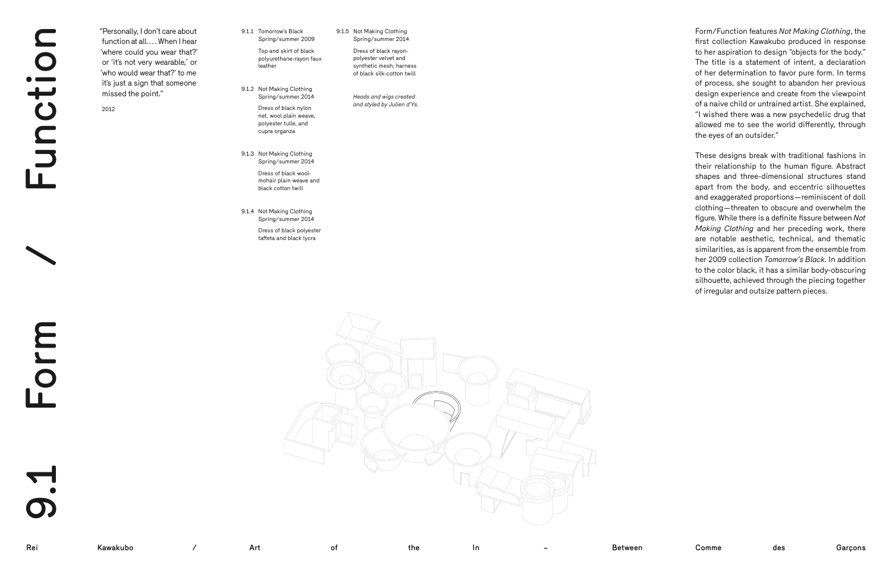# 9.1 Form / Function

"Personally, I don't care about function at all. . . . When I hear 'where could you wear that?' or 'it's not very wearable,' or 'who would wear that?' to me it's just a sign that someone missed the point."

2012

9.1.1 Tomorrow's Black
Spring/summer 2009

Top and skirt of black polyurethane-rayon faux leather

9.1.2 Not Making Clothing
Spring/summer 2014

Dress of black nylon net, wool plain weave, polyester tulle, and cupra organza

9.1.3 Not Making Clothing
Spring/summer 2014

Dress of black wool-mohair plain weave and black cotton twill

9.1.4 Not Making Clothing
Spring/summer 2014

Dress of black polyester taffeta and black lycra

9.1.5 Not Making Clothing
Spring/summer 2014

Dress of black rayon-polyester velvet and synthetic mesh; harness of black silk-cotton twill

*Heads and wigs created and styled by Julien d'Ys.*

Form/Function features *Not Making Clothing*, the first collection Kawakubo produced in response to her aspiration to design "objects for the body." The title is a statement of intent, a declaration of her determination to favor pure form. In terms of process, she sought to abandon her previous design experience and create from the viewpoint of a naive child or untrained artist. She explained, "I wished there was a new psychedelic drug that allowed me to see the world differently, through the eyes of an outsider."

These designs break with traditional fashions in their relationship to the human figure. Abstract shapes and three-dimensional structures stand apart from the body, and eccentric silhouettes and exaggerated proportions—reminiscent of doll clothing—threaten to obscure and overwhelm the figure. While there is a definite fissure between *Not Making Clothing* and her preceding work, there are notable aesthetic, technical, and thematic similarities, as is apparent from the ensemble from her 2009 collection *Tomorrow's Black*. In addition to the color black, it has a similar body-obscuring silhouette, achieved through the piecing together of irregular and outsize pattern pieces.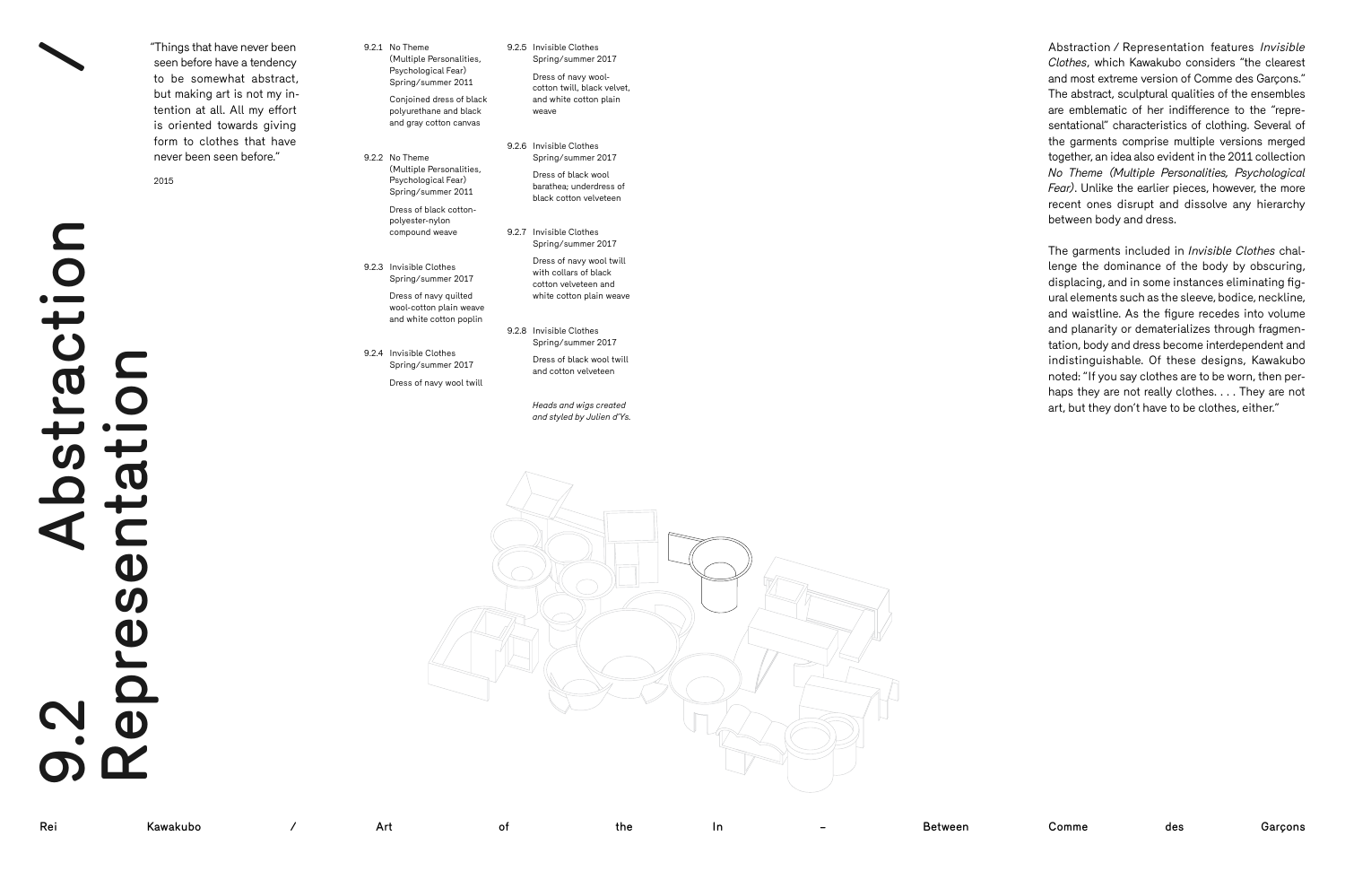# 9.2 Abstraction / Representation

"Things that have never been seen before have a tendency to be somewhat abstract, but making art is not my intention at all. All my effort is oriented towards giving form to clothes that have never been seen before."

2015

9.2.1 No Theme (Multiple Personalities, Psychological Fear) Spring/summer 2011

Conjoined dress of black polyurethane and black and gray cotton canvas

9.2.2 No Theme (Multiple Personalities, Psychological Fear) Spring/summer 2011

Dress of black cotton-polyester-nylon compound weave

9.2.3 Invisible Clothes Spring/summer 2017

Dress of navy quilted wool-cotton plain weave and white cotton poplin

9.2.4 Invisible Clothes Spring/summer 2017

Dress of navy wool twill

9.2.5 Invisible Clothes Spring/summer 2017

Dress of navy wool-cotton twill, black velvet, and white cotton plain weave

9.2.6 Invisible Clothes Spring/summer 2017

Dress of black wool barathea; underdress of black cotton velveteen

9.2.7 Invisible Clothes Spring/summer 2017

Dress of navy wool twill with collars of black cotton velveteen and white cotton plain weave

9.2.8 Invisible Clothes Spring/summer 2017

Dress of black wool twill and cotton velveteen

*Heads and wigs created and styled by Julien d'Ys.*

Abstraction / Representation features *Invisible Clothes*, which Kawakubo considers "the clearest and most extreme version of Comme des Garçons." The abstract, sculptural qualities of the ensembles are emblematic of her indifference to the "representational" characteristics of clothing. Several of the garments comprise multiple versions merged together, an idea also evident in the 2011 collection *No Theme (Multiple Personalities, Psychological Fear)*. Unlike the earlier pieces, however, the more recent ones disrupt and dissolve any hierarchy between body and dress.

The garments included in *Invisible Clothes* challenge the dominance of the body by obscuring, displacing, and in some instances eliminating figural elements such as the sleeve, bodice, neckline, and waistline. As the figure recedes into volume and planarity or dematerializes through fragmentation, body and dress become interdependent and indistinguishable. Of these designs, Kawakubo noted: "If you say clothes are to be worn, then perhaps they are not really clothes. . . . They are not art, but they don't have to be clothes, either."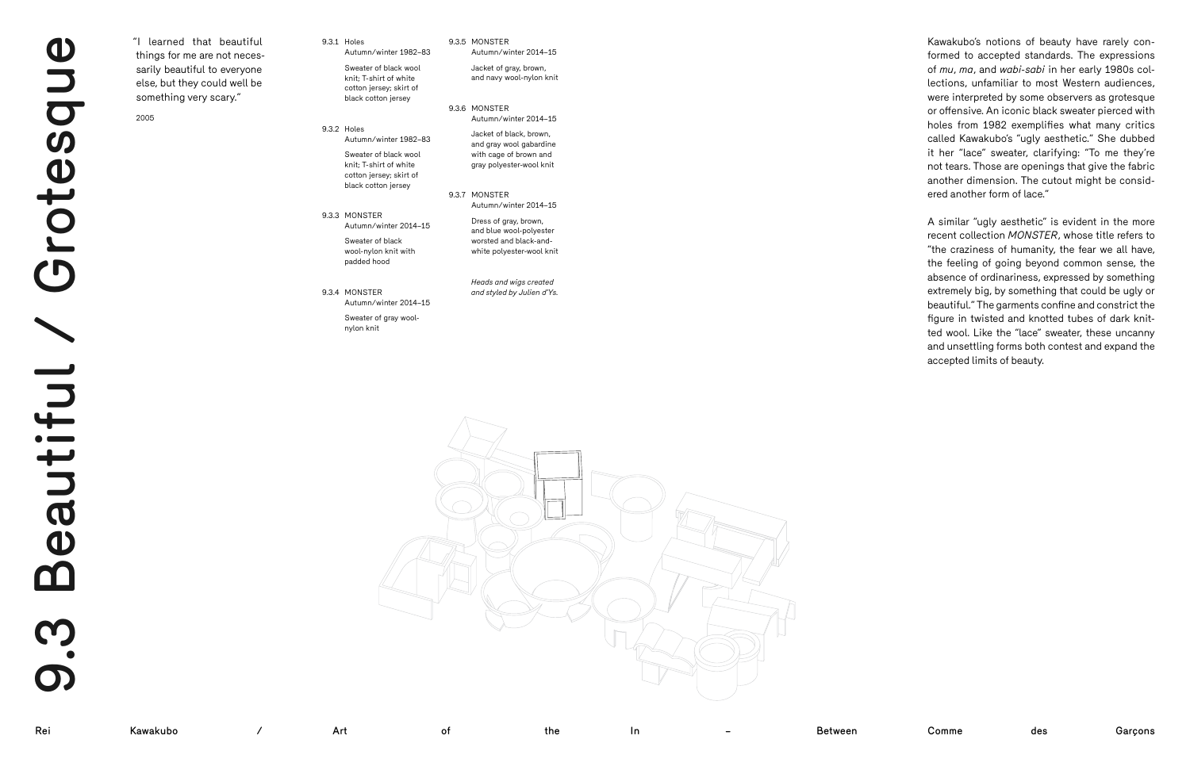# 9.3 Beautiful / Grotesque

"I learned that beautiful things for me are not necessarily beautiful to everyone else, but they could well be something very scary."

2005

9.3.1 Holes
Autumn/winter 1982–83

Sweater of black wool knit; T-shirt of white cotton jersey; skirt of black cotton jersey

9.3.2 Holes
Autumn/winter 1982–83

Sweater of black wool knit; T-shirt of white cotton jersey; skirt of black cotton jersey

9.3.3 MONSTER
Autumn/winter 2014–15

Sweater of black wool-nylon knit with padded hood

9.3.4 MONSTER
Autumn/winter 2014–15

Sweater of gray wool-nylon knit

9.3.5 MONSTER
Autumn/winter 2014–15

Jacket of gray, brown, and navy wool-nylon knit

9.3.6 MONSTER
Autumn/winter 2014–15

Jacket of black, brown, and gray wool gabardine with cage of brown and gray polyester-wool knit

9.3.7 MONSTER
Autumn/winter 2014–15

Dress of gray, brown, and blue wool-polyester worsted and black-and-white polyester-wool knit

*Heads and wigs created and styled by Julien d'Ys.*

Kawakubo's notions of beauty have rarely conformed to accepted standards. The expressions of *mu*, *ma*, and *wabi-sabi* in her early 1980s collections, unfamiliar to most Western audiences, were interpreted by some observers as grotesque or offensive. An iconic black sweater pierced with holes from 1982 exemplifies what many critics called Kawakubo's "ugly aesthetic." She dubbed it her "lace" sweater, clarifying: "To me they're not tears. Those are openings that give the fabric another dimension. The cutout might be considered another form of lace."

A similar "ugly aesthetic" is evident in the more recent collection *MONSTER*, whose title refers to "the craziness of humanity, the fear we all have, the feeling of going beyond common sense, the absence of ordinariness, expressed by something extremely big, by something that could be ugly or beautiful." The garments confine and constrict the figure in twisted and knotted tubes of dark knitted wool. Like the "lace" sweater, these uncanny and unsettling forms both contest and expand the accepted limits of beauty.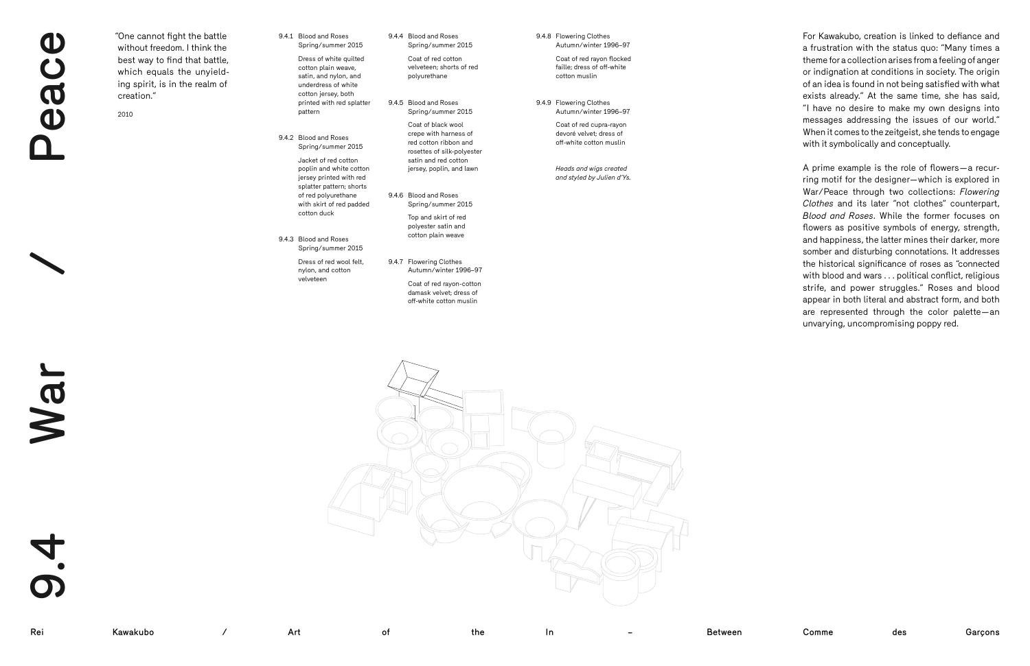# 9.4 War / Peace

"One cannot fight the battle without freedom. I think the best way to find that battle, which equals the unyielding spirit, is in the realm of creation."

2010

9.4.1 Blood and Roses
Spring/summer 2015

Dress of white quilted cotton plain weave, satin, and nylon, and underdress of white cotton jersey, both printed with red splatter pattern

9.4.2 Blood and Roses
Spring/summer 2015

Jacket of red cotton poplin and white cotton jersey printed with red splatter pattern; shorts of red polyurethane with skirt of red padded cotton duck

9.4.3 Blood and Roses
Spring/summer 2015

Dress of red wool felt, nylon, and cotton velveteen

9.4.4 Blood and Roses
Spring/summer 2015

Coat of red cotton velveteen; shorts of red polyurethane

9.4.5 Blood and Roses
Spring/summer 2015

Coat of black wool crepe with harness of red cotton ribbon and rosettes of silk-polyester satin and red cotton jersey, poplin, and lawn

9.4.6 Blood and Roses
Spring/summer 2015

Top and skirt of red polyester satin and cotton plain weave

9.4.7 Flowering Clothes
Autumn/winter 1996–97

Coat of red rayon-cotton damask velvet; dress of off-white cotton muslin

9.4.8 Flowering Clothes
Autumn/winter 1996–97

Coat of red rayon flocked faille; dress of off-white cotton muslin

9.4.9 Flowering Clothes
Autumn/winter 1996–97

Coat of red cupra-rayon devoré velvet; dress of off-white cotton muslin

*Heads and wigs created and styled by Julien d'Ys.*

For Kawakubo, creation is linked to defiance and a frustration with the status quo: "Many times a theme for a collection arises from a feeling of anger or indignation at conditions in society. The origin of an idea is found in not being satisfied with what exists already." At the same time, she has said, "I have no desire to make my own designs into messages addressing the issues of our world." When it comes to the zeitgeist, she tends to engage with it symbolically and conceptually.

A prime example is the role of flowers—a recurring motif for the designer—which is explored in War/Peace through two collections: *Flowering Clothes* and its later "not clothes" counterpart, *Blood and Roses*. While the former focuses on flowers as positive symbols of energy, strength, and happiness, the latter mines their darker, more somber and disturbing connotations. It addresses the historical significance of roses as "connected with blood and wars . . . political conflict, religious strife, and power struggles." Roses and blood appear in both literal and abstract form, and both are represented through the color palette—an unvarying, uncompromising poppy red.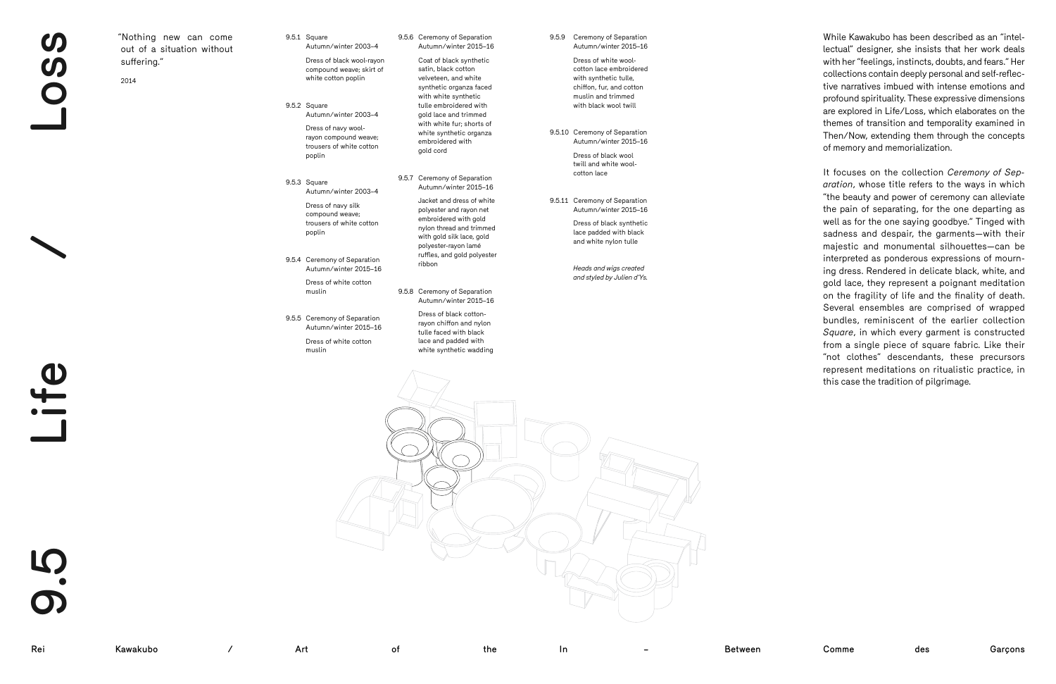# 9.5 Life / Loss

"Nothing new can come out of a situation without suffering."

2014

9.5.1 Square
Autumn/winter 2003–4

Dress of black wool-rayon compound weave; skirt of white cotton poplin

9.5.2 Square
Autumn/winter 2003–4

Dress of navy wool-rayon compound weave; trousers of white cotton poplin

9.5.3 Square
Autumn/winter 2003–4

Dress of navy silk compound weave; trousers of white cotton poplin

9.5.4 Ceremony of Separation
Autumn/winter 2015–16

Dress of white cotton muslin

9.5.5 Ceremony of Separation
Autumn/winter 2015–16

Dress of white cotton muslin

9.5.6 Ceremony of Separation
Autumn/winter 2015–16

Coat of black synthetic satin, black cotton velveteen, and white synthetic organza faced with white synthetic tulle embroidered with gold lace and trimmed with white fur; shorts of white synthetic organza embroidered with gold cord

9.5.7 Ceremony of Separation
Autumn/winter 2015–16

Jacket and dress of white polyester and rayon net embroidered with gold nylon thread and trimmed with gold silk lace, gold polyester-rayon lamé ruffles, and gold polyester ribbon

9.5.8 Ceremony of Separation
Autumn/winter 2015–16

Dress of black cotton-rayon chiffon and nylon tulle faced with black lace and padded with white synthetic wadding

9.5.9 Ceremony of Separation
Autumn/winter 2015–16

Dress of white wool-cotton lace embroidered with synthetic tulle, chiffon, fur, and cotton muslin and trimmed with black wool twill

9.5.10 Ceremony of Separation
Autumn/winter 2015–16

Dress of black wool twill and white wool-cotton lace

9.5.11 Ceremony of Separation
Autumn/winter 2015–16

Dress of black synthetic lace padded with black and white nylon tulle

*Heads and wigs created and styled by Julien d'Ys.*

While Kawakubo has been described as an "intellectual" designer, she insists that her work deals with her "feelings, instincts, doubts, and fears." Her collections contain deeply personal and self-reflective narratives imbued with intense emotions and profound spirituality. These expressive dimensions are explored in Life/Loss, which elaborates on the themes of transition and temporality examined in Then/Now, extending them through the concepts of memory and memorialization.

It focuses on the collection *Ceremony of Separation*, whose title refers to the ways in which "the beauty and power of ceremony can alleviate the pain of separating, for the one departing as well as for the one saying goodbye." Tinged with sadness and despair, the garments—with their majestic and monumental silhouettes—can be interpreted as ponderous expressions of mourning dress. Rendered in delicate black, white, and gold lace, they represent a poignant meditation on the fragility of life and the finality of death. Several ensembles are comprised of wrapped bundles, reminiscent of the earlier collection *Square*, in which every garment is constructed from a single piece of square fabric. Like their "not clothes" descendants, these precursors represent meditations on ritualistic practice, in this case the tradition of pilgrimage.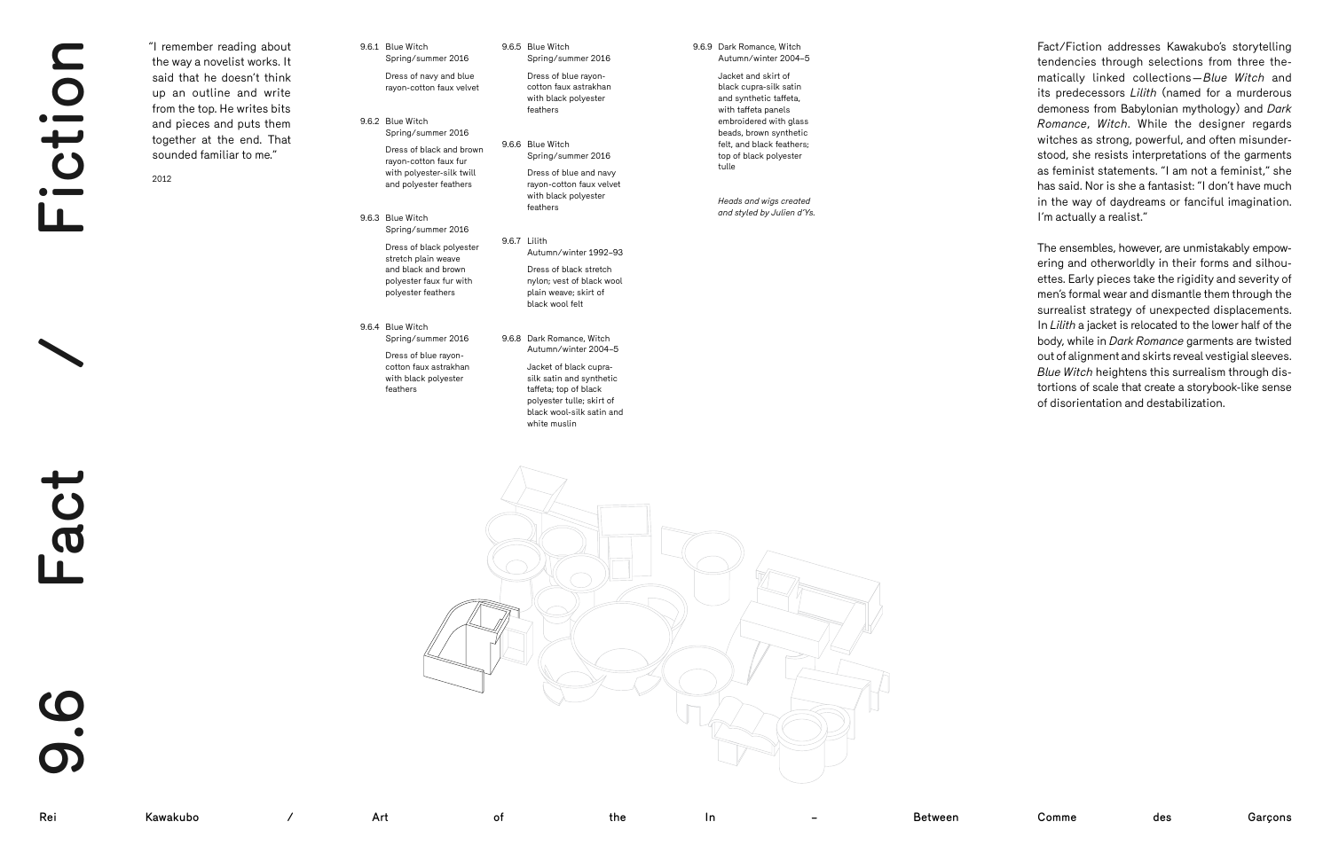# 9.6 Fact / Fiction

"I remember reading about the way a novelist works. It said that he doesn't think up an outline and write from the top. He writes bits and pieces and puts them together at the end. That sounded familiar to me."

2012

9.6.1 Blue Witch
Spring/summer 2016

Dress of navy and blue rayon-cotton faux velvet

9.6.2 Blue Witch
Spring/summer 2016

Dress of black and brown rayon-cotton faux fur with polyester-silk twill and polyester feathers

9.6.3 Blue Witch
Spring/summer 2016

Dress of black polyester stretch plain weave and black and brown polyester faux fur with polyester feathers

9.6.4 Blue Witch
Spring/summer 2016

Dress of blue rayon-cotton faux astrakhan with black polyester feathers

9.6.5 Blue Witch
Spring/summer 2016

Dress of blue rayon-cotton faux astrakhan with black polyester feathers

9.6.6 Blue Witch
Spring/summer 2016

Dress of blue and navy rayon-cotton faux velvet with black polyester feathers

9.6.7 Lilith
Autumn/winter 1992–93

Dress of black stretch nylon; vest of black wool plain weave; skirt of black wool felt

9.6.8 Dark Romance, Witch
Autumn/winter 2004–5

Jacket of black cupra-silk satin and synthetic taffeta; top of black polyester tulle; skirt of black wool-silk satin and white muslin

9.6.9 Dark Romance, Witch
Autumn/winter 2004–5

Jacket and skirt of black cupra-silk satin and synthetic taffeta, with taffeta panels embroidered with glass beads, brown synthetic felt, and black feathers; top of black polyester tulle

*Heads and wigs created and styled by Julien d'Ys.*

Fact/Fiction addresses Kawakubo's storytelling tendencies through selections from three thematically linked collections—*Blue Witch* and its predecessors *Lilith* (named for a murderous demoness from Babylonian mythology) and *Dark Romance*, *Witch*. While the designer regards witches as strong, powerful, and often misunderstood, she resists interpretations of the garments as feminist statements. "I am not a feminist," she has said. Nor is she a fantasist: "I don't have much in the way of daydreams or fanciful imagination. I'm actually a realist."

The ensembles, however, are unmistakably empowering and otherworldly in their forms and silhouettes. Early pieces take the rigidity and severity of men's formal wear and dismantle them through the surrealist strategy of unexpected displacements. In *Lilith* a jacket is relocated to the lower half of the body, while in *Dark Romance* garments are twisted out of alignment and skirts reveal vestigial sleeves. *Blue Witch* heightens this surrealism through distortions of scale that create a storybook-like sense of disorientation and destabilization.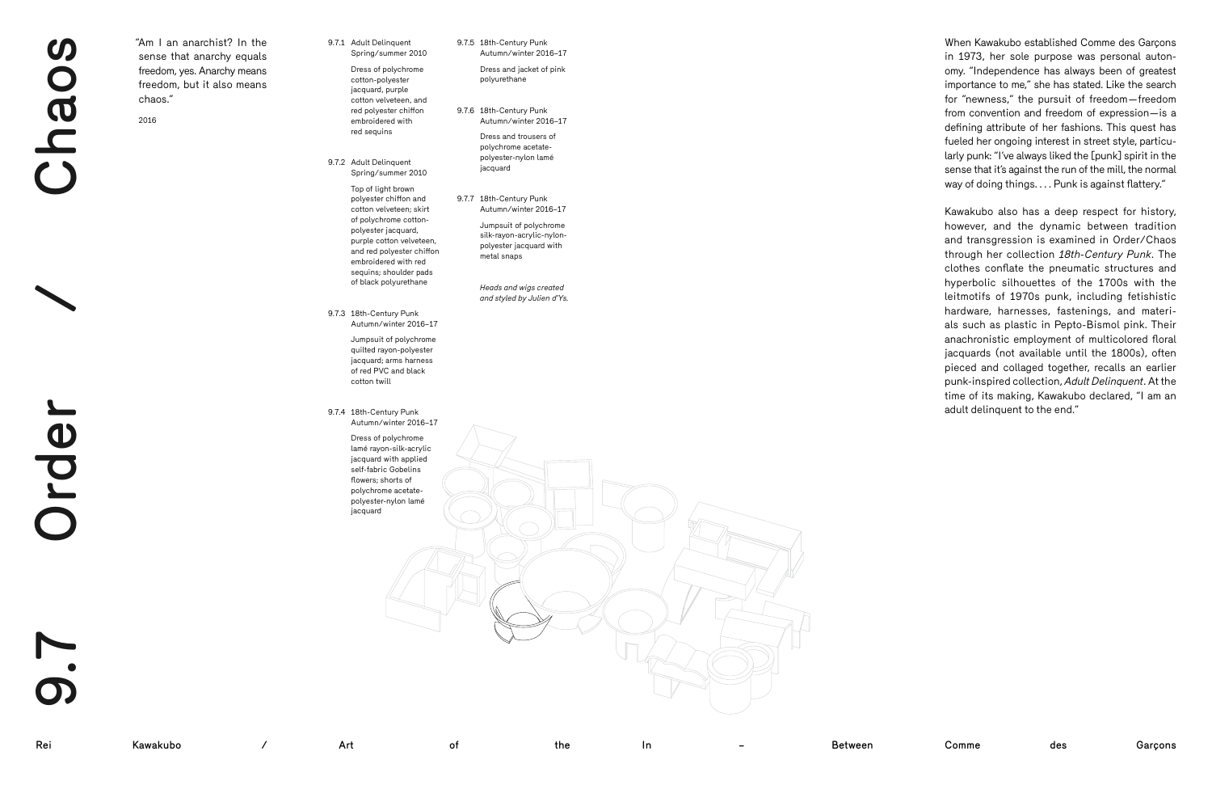# 9.7 Order / Chaos

"Am I an anarchist? In the sense that anarchy equals freedom, yes. Anarchy means freedom, but it also means chaos."

2016

9.7.1 Adult Delinquent
Spring/summer 2010

Dress of polychrome cotton-polyester jacquard, purple cotton velveteen, and red polyester chiffon embroidered with red sequins

9.7.2 Adult Delinquent
Spring/summer 2010

Top of light brown polyester chiffon and cotton velveteen; skirt of polychrome cotton-polyester jacquard, purple cotton velveteen, and red polyester chiffon embroidered with red sequins; shoulder pads of black polyurethane

9.7.3 18th-Century Punk
Autumn/winter 2016–17

Jumpsuit of polychrome quilted rayon-polyester jacquard; arms harness of red PVC and black cotton twill

9.7.4 18th-Century Punk
Autumn/winter 2016–17

Dress of polychrome lamé rayon-silk-acrylic jacquard with applied self-fabric Gobelins flowers; shorts of polychrome acetate-polyester-nylon lamé jacquard

9.7.5 18th-Century Punk
Autumn/winter 2016–17

Dress and jacket of pink polyurethane

9.7.6 18th-Century Punk
Autumn/winter 2016–17

Dress and trousers of polychrome acetate-polyester-nylon lamé jacquard

9.7.7 18th-Century Punk
Autumn/winter 2016–17

Jumpsuit of polychrome silk-rayon-acrylic-nylon-polyester jacquard with metal snaps

*Heads and wigs created and styled by Julien d'Ys.*

When Kawakubo established Comme des Garçons in 1973, her sole purpose was personal autonomy. "Independence has always been of greatest importance to me," she has stated. Like the search for "newness," the pursuit of freedom—freedom from convention and freedom of expression—is a defining attribute of her fashions. This quest has fueled her ongoing interest in street style, particularly punk: "I've always liked the [punk] spirit in the sense that it's against the run of the mill, the normal way of doing things. . . . Punk is against flattery."

Kawakubo also has a deep respect for history, however, and the dynamic between tradition and transgression is examined in Order/Chaos through her collection *18th-Century Punk*. The clothes conflate the pneumatic structures and hyperbolic silhouettes of the 1700s with the leitmotifs of 1970s punk, including fetishistic hardware, harnesses, fastenings, and materials such as plastic in Pepto-Bismol pink. Their anachronistic employment of multicolored floral jacquards (not available until the 1800s), often pieced and collaged together, recalls an earlier punk-inspired collection, *Adult Delinquent*. At the time of its making, Kawakubo declared, "I am an adult delinquent to the end."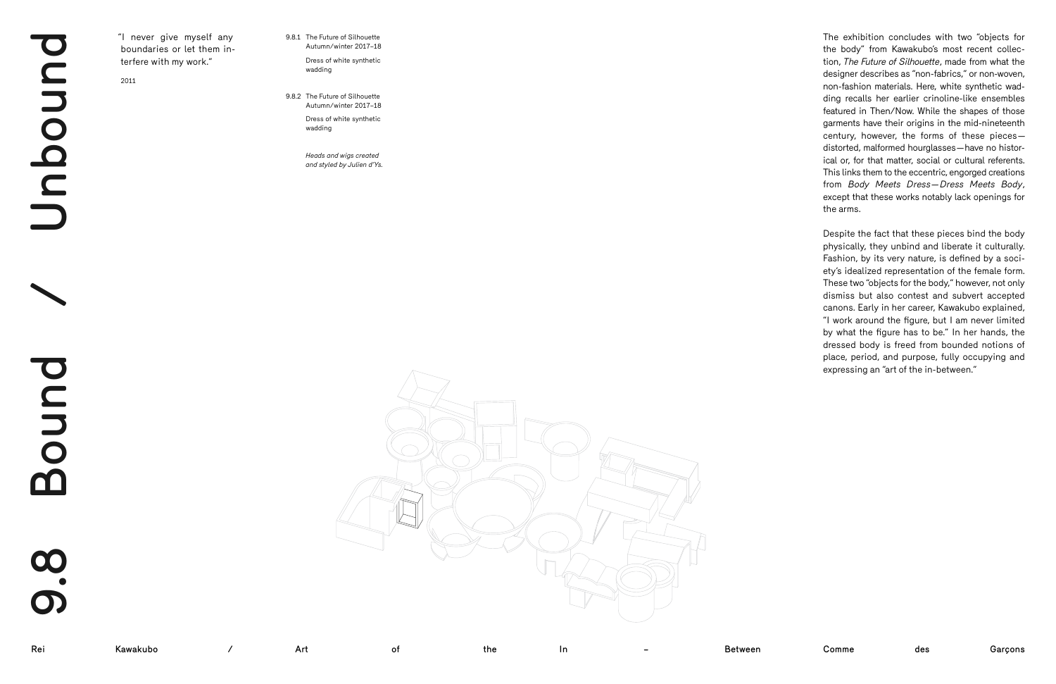# 9.8 Bound / Unbound

"I never give myself any boundaries or let them interfere with my work."

2011

9.8.1 The Future of Silhouette
Autumn/winter 2017–18

Dress of white synthetic wadding

9.8.2 The Future of Silhouette
Autumn/winter 2017–18

Dress of white synthetic wadding

*Heads and wigs created and styled by Julien d'Ys.*

The exhibition concludes with two "objects for the body" from Kawakubo's most recent collection, *The Future of Silhouette*, made from what the designer describes as "non-fabrics," or non-woven, non-fashion materials. Here, white synthetic wadding recalls her earlier crinoline-like ensembles featured in Then/Now. While the shapes of those garments have their origins in the mid-nineteenth century, however, the forms of these pieces—distorted, malformed hourglasses—have no historical or, for that matter, social or cultural referents. This links them to the eccentric, engorged creations from *Body Meets Dress—Dress Meets Body*, except that these works notably lack openings for the arms.

Despite the fact that these pieces bind the body physically, they unbind and liberate it culturally. Fashion, by its very nature, is defined by a society's idealized representation of the female form. These two "objects for the body," however, not only dismiss but also contest and subvert accepted canons. Early in her career, Kawakubo explained, "I work around the figure, but I am never limited by what the figure has to be." In her hands, the dressed body is freed from bounded notions of place, period, and purpose, fully occupying and expressing an "art of the in-between."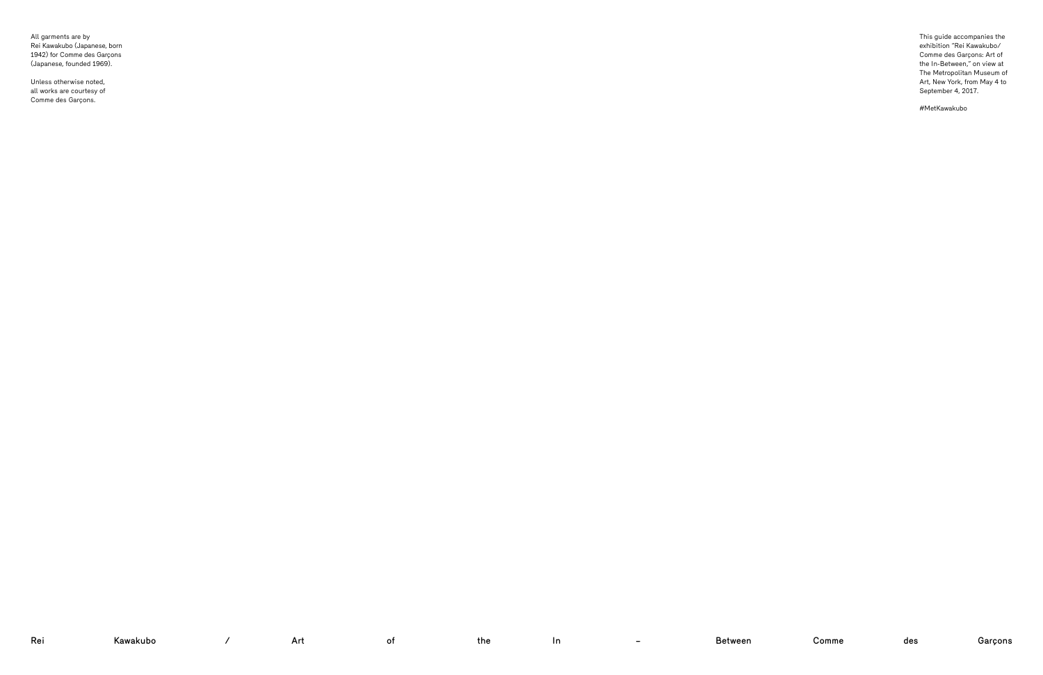All garments are by Rei Kawakubo (Japanese, born 1942) for Comme des Garçons (Japanese, founded 1969).

Unless otherwise noted, all works are courtesy of Comme des Garçons.

This guide accompanies the exhibition "Rei Kawakubo/ Comme des Garçons: Art of the In-Between," on view at The Metropolitan Museum of Art, New York, from May 4 to September 4, 2017.

#MetKawakubo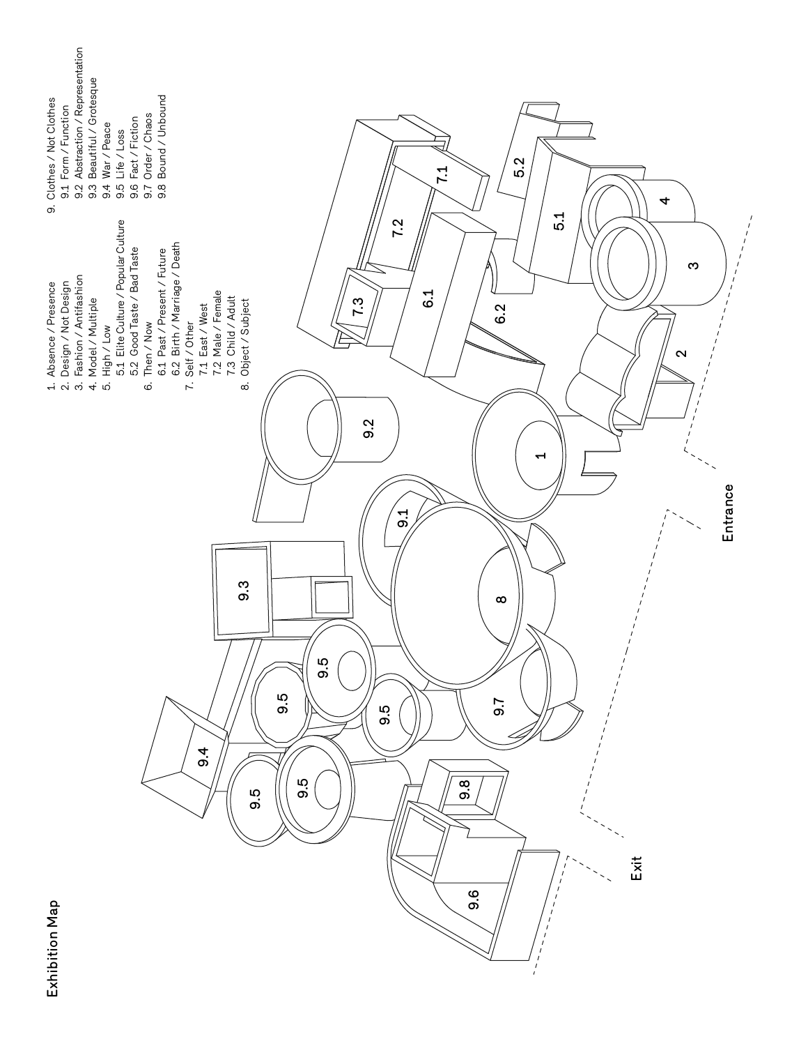# Exhibition Map

1. Absence / Presence
2. Design / Not Design
3. Fashion / Antifashion
4. Model / Multiple
5. High / Low
   - 5.1 Elite Culture / Popular Culture
   - 5.2 Good Taste / Bad Taste
6. Then / Now
   - 6.1 Past / Present / Future
   - 6.2 Birth / Marriage / Death
7. Self / Other
   - 7.1 East / West
   - 7.2 Male / Female
   - 7.3 Child / Adult
8. Object / Subject
9. Clothes / Not Clothes
   - 9.1 Form / Function
   - 9.2 Abstraction / Representation
   - 9.3 Beautiful / Grotesque
   - 9.4 War / Peace
   - 9.5 Life / Loss
   - 9.6 Fact / Fiction
   - 9.7 Order / Chaos
   - 9.8 Bound / Unbound

Entrance

Exit

1
2
3
4
5.1
5.2
6.1
6.2
7.1
7.2
7.3
8
9.1
9.2
9.3
9.4
9.5
9.5
9.5
9.5
9.5
9.6
9.7
9.8